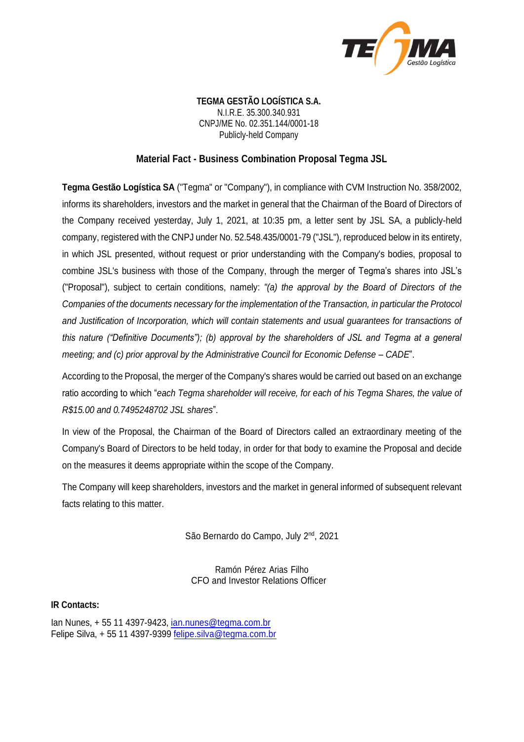**TEGMA GESTÃO LOGÍSTICA S.A.**
N.I.R.E. 35.300.340.931
CNPJ/ME No. 02.351.144/0001-18
Publicly-held Company

## Material Fact - Business Combination Proposal Tegma JSL

**Tegma Gestão Logística SA** ("Tegma" or "Company"), in compliance with CVM Instruction No. 358/2002, informs its shareholders, investors and the market in general that the Chairman of the Board of Directors of the Company received yesterday, July 1, 2021, at 10:35 pm, a letter sent by JSL SA, a publicly-held company, registered with the CNPJ under No. 52.548.435/0001-79 ("JSL"), reproduced below in its entirety, in which JSL presented, without request or prior understanding with the Company's bodies, proposal to combine JSL's business with those of the Company, through the merger of Tegma's shares into JSL's ("Proposal"), subject to certain conditions, namely: *"(a) the approval by the Board of Directors of the Companies of the documents necessary for the implementation of the Transaction, in particular the Protocol and Justification of Incorporation, which will contain statements and usual guarantees for transactions of this nature ("Definitive Documents"); (b) approval by the shareholders of JSL and Tegma at a general meeting; and (c) prior approval by the Administrative Council for Economic Defense – CADE*".

According to the Proposal, the merger of the Company's shares would be carried out based on an exchange ratio according to which "*each Tegma shareholder will receive, for each of his Tegma Shares, the value of R$15.00 and 0.7495248702 JSL shares*".

In view of the Proposal, the Chairman of the Board of Directors called an extraordinary meeting of the Company's Board of Directors to be held today, in order for that body to examine the Proposal and decide on the measures it deems appropriate within the scope of the Company.

The Company will keep shareholders, investors and the market in general informed of subsequent relevant facts relating to this matter.

São Bernardo do Campo, July 2nd, 2021

Ramón Pérez Arias Filho
CFO and Investor Relations Officer

**IR Contacts:**

Ian Nunes, + 55 11 4397-9423, ian.nunes@tegma.com.br
Felipe Silva, + 55 11 4397-9399 felipe.silva@tegma.com.br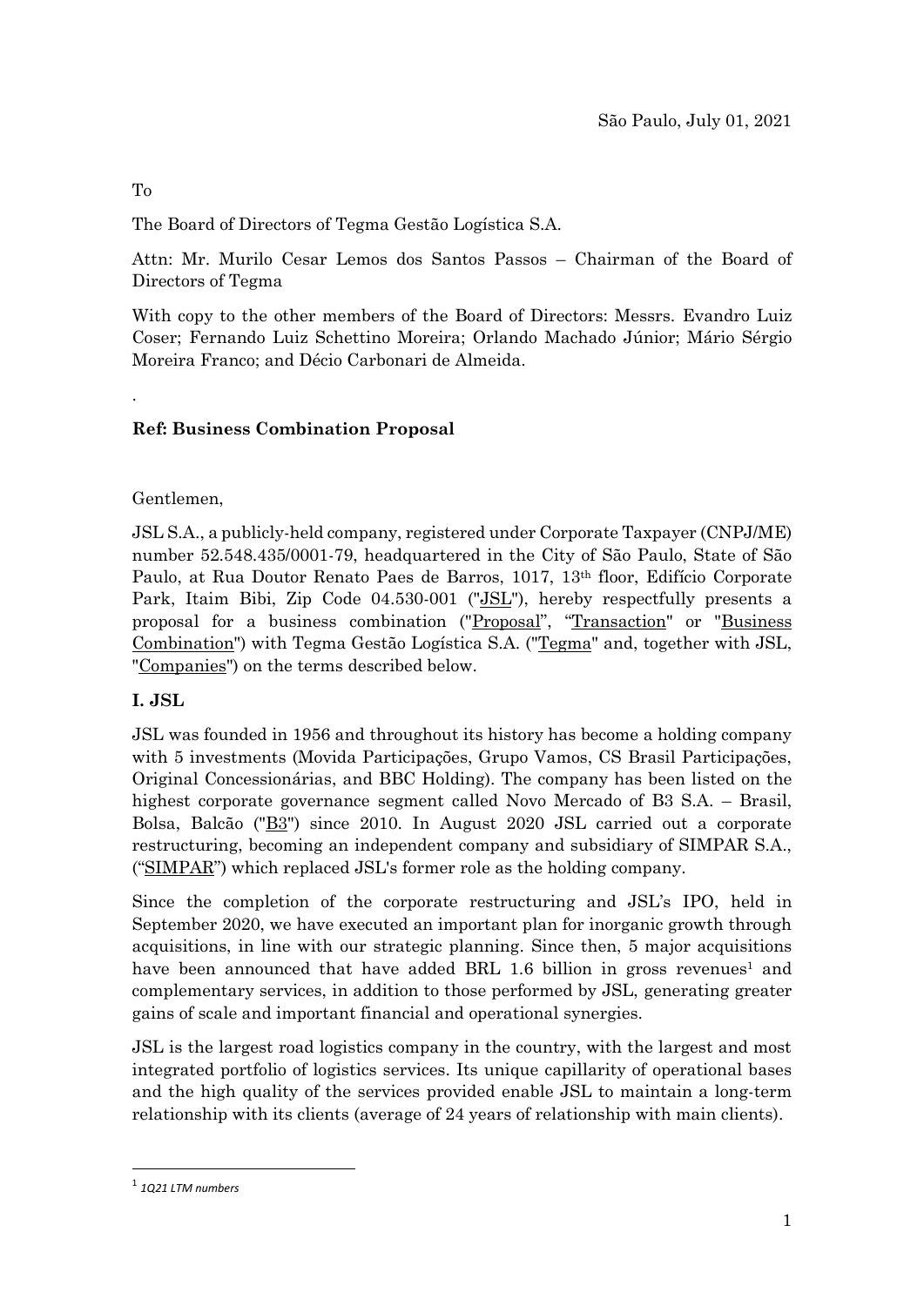São Paulo, July 01, 2021

To

The Board of Directors of Tegma Gestão Logística S.A.

Attn: Mr. Murilo Cesar Lemos dos Santos Passos – Chairman of the Board of Directors of Tegma

With copy to the other members of the Board of Directors: Messrs. Evandro Luiz Coser; Fernando Luiz Schettino Moreira; Orlando Machado Júnior; Mário Sérgio Moreira Franco; and Décio Carbonari de Almeida.

.

**Ref: Business Combination Proposal**

Gentlemen,

JSL S.A., a publicly-held company, registered under Corporate Taxpayer (CNPJ/ME) number 52.548.435/0001-79, headquartered in the City of São Paulo, State of São Paulo, at Rua Doutor Renato Paes de Barros, 1017, 13th floor, Edifício Corporate Park, Itaim Bibi, Zip Code 04.530-001 ("JSL"), hereby respectfully presents a proposal for a business combination ("Proposal", "Transaction" or "Business Combination") with Tegma Gestão Logística S.A. ("Tegma" and, together with JSL, "Companies") on the terms described below.

## I. JSL

JSL was founded in 1956 and throughout its history has become a holding company with 5 investments (Movida Participações, Grupo Vamos, CS Brasil Participações, Original Concessionárias, and BBC Holding). The company has been listed on the highest corporate governance segment called Novo Mercado of B3 S.A. – Brasil, Bolsa, Balcão ("B3") since 2010. In August 2020 JSL carried out a corporate restructuring, becoming an independent company and subsidiary of SIMPAR S.A., ("SIMPAR") which replaced JSL's former role as the holding company.

Since the completion of the corporate restructuring and JSL's IPO, held in September 2020, we have executed an important plan for inorganic growth through acquisitions, in line with our strategic planning. Since then, 5 major acquisitions have been announced that have added BRL 1.6 billion in gross revenues[1] and complementary services, in addition to those performed by JSL, generating greater gains of scale and important financial and operational synergies.

JSL is the largest road logistics company in the country, with the largest and most integrated portfolio of logistics services. Its unique capillarity of operational bases and the high quality of the services provided enable JSL to maintain a long-term relationship with its clients (average of 24 years of relationship with main clients).

[1] *1Q21 LTM numbers*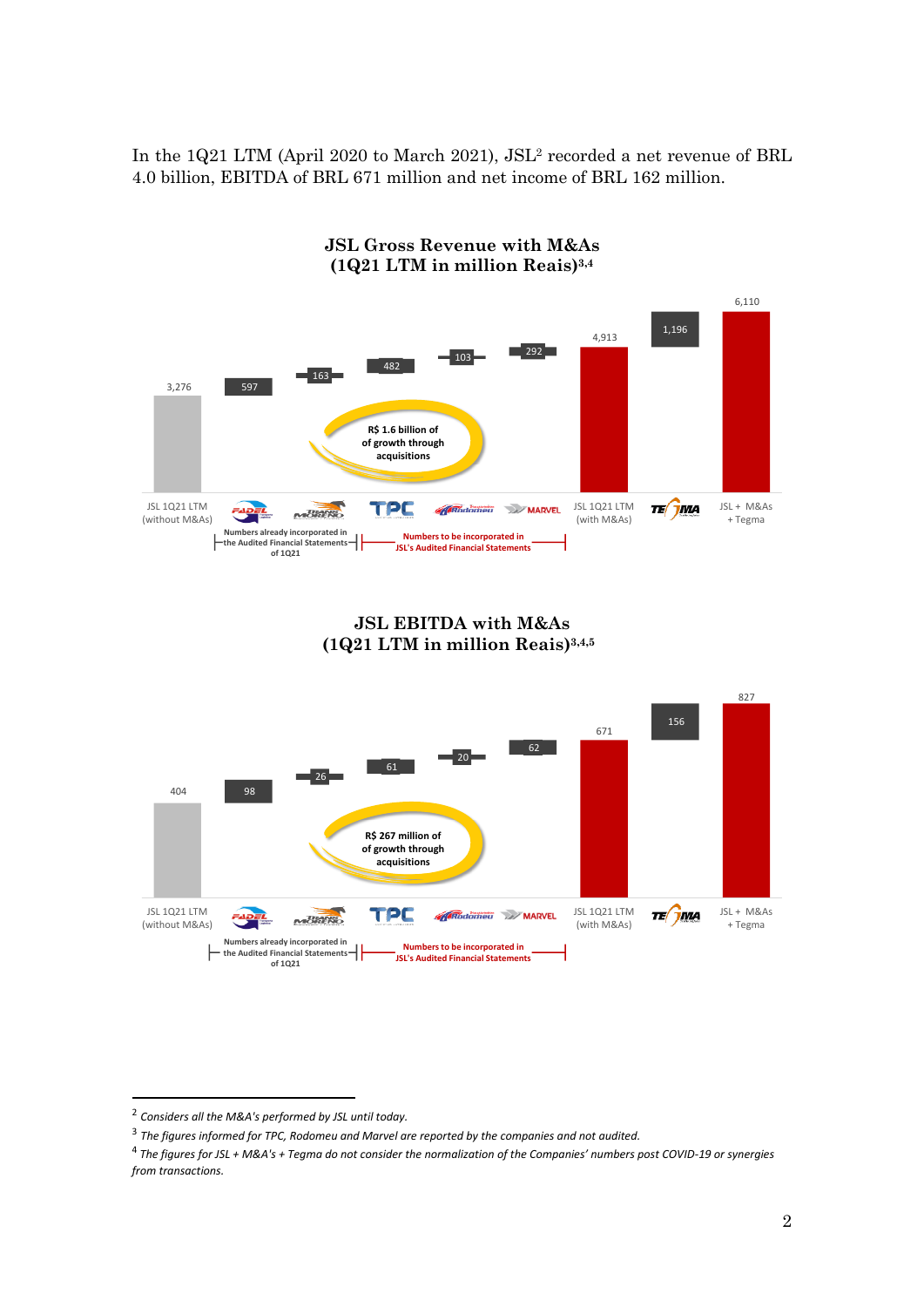In the 1Q21 LTM (April 2020 to March 2021), JSL[2] recorded a net revenue of BRL 4.0 billion, EBITDA of BRL 671 million and net income of BRL 162 million.

### JSL Gross Revenue with M&As (1Q21 LTM in million Reais)[3,4]

| | Value |
|---|---|
| JSL 1Q21 LTM (without M&As) | 3,276 |
| Fadel | 597 |
| Transmoreno | 163 |
| TPC | 482 |
| Rodomeu | 103 |
| Marvel | 292 |
| JSL 1Q21 LTM (with M&As) | 4,913 |
| Tegma | 1,196 |
| JSL + M&As + Tegma | 6,110 |

R$ 1.6 billion of growth through acquisitions

Numbers already incorporated in the Audited Financial Statements of 1Q21 (Fadel, Transmoreno)

Numbers to be incorporated in JSL's Audited Financial Statements (TPC, Rodomeu, Marvel)

### JSL EBITDA with M&As (1Q21 LTM in million Reais)[3,4,5]

| | Value |
|---|---|
| JSL 1Q21 LTM (without M&As) | 404 |
| Fadel | 98 |
| Transmoreno | 26 |
| TPC | 61 |
| Rodomeu | 20 |
| Marvel | 62 |
| JSL 1Q21 LTM (with M&As) | 671 |
| Tegma | 156 |
| JSL + M&As + Tegma | 827 |

R$ 267 million of growth through acquisitions

Numbers already incorporated in the Audited Financial Statements of 1Q21 (Fadel, Transmoreno)

Numbers to be incorporated in JSL's Audited Financial Statements (TPC, Rodomeu, Marvel)

---

[2] *Considers all the M&A's performed by JSL until today.*

[3] *The figures informed for TPC, Rodomeu and Marvel are reported by the companies and not audited.*

[4] *The figures for JSL + M&A's + Tegma do not consider the normalization of the Companies' numbers post COVID-19 or synergies from transactions.*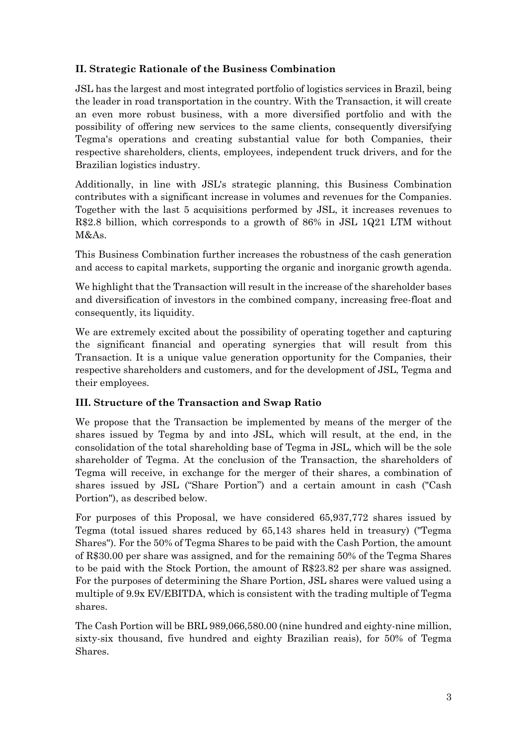### II. Strategic Rationale of the Business Combination

JSL has the largest and most integrated portfolio of logistics services in Brazil, being the leader in road transportation in the country. With the Transaction, it will create an even more robust business, with a more diversified portfolio and with the possibility of offering new services to the same clients, consequently diversifying Tegma's operations and creating substantial value for both Companies, their respective shareholders, clients, employees, independent truck drivers, and for the Brazilian logistics industry.

Additionally, in line with JSL's strategic planning, this Business Combination contributes with a significant increase in volumes and revenues for the Companies. Together with the last 5 acquisitions performed by JSL, it increases revenues to R$2.8 billion, which corresponds to a growth of 86% in JSL 1Q21 LTM without M&As.

This Business Combination further increases the robustness of the cash generation and access to capital markets, supporting the organic and inorganic growth agenda.

We highlight that the Transaction will result in the increase of the shareholder bases and diversification of investors in the combined company, increasing free-float and consequently, its liquidity.

We are extremely excited about the possibility of operating together and capturing the significant financial and operating synergies that will result from this Transaction. It is a unique value generation opportunity for the Companies, their respective shareholders and customers, and for the development of JSL, Tegma and their employees.

### III. Structure of the Transaction and Swap Ratio

We propose that the Transaction be implemented by means of the merger of the shares issued by Tegma by and into JSL, which will result, at the end, in the consolidation of the total shareholding base of Tegma in JSL, which will be the sole shareholder of Tegma. At the conclusion of the Transaction, the shareholders of Tegma will receive, in exchange for the merger of their shares, a combination of shares issued by JSL ("Share Portion") and a certain amount in cash ("Cash Portion"), as described below.

For purposes of this Proposal, we have considered 65,937,772 shares issued by Tegma (total issued shares reduced by 65,143 shares held in treasury) ("Tegma Shares"). For the 50% of Tegma Shares to be paid with the Cash Portion, the amount of R$30.00 per share was assigned, and for the remaining 50% of the Tegma Shares to be paid with the Stock Portion, the amount of R$23.82 per share was assigned. For the purposes of determining the Share Portion, JSL shares were valued using a multiple of 9.9x EV/EBITDA, which is consistent with the trading multiple of Tegma shares.

The Cash Portion will be BRL 989,066,580.00 (nine hundred and eighty-nine million, sixty-six thousand, five hundred and eighty Brazilian reais), for 50% of Tegma Shares.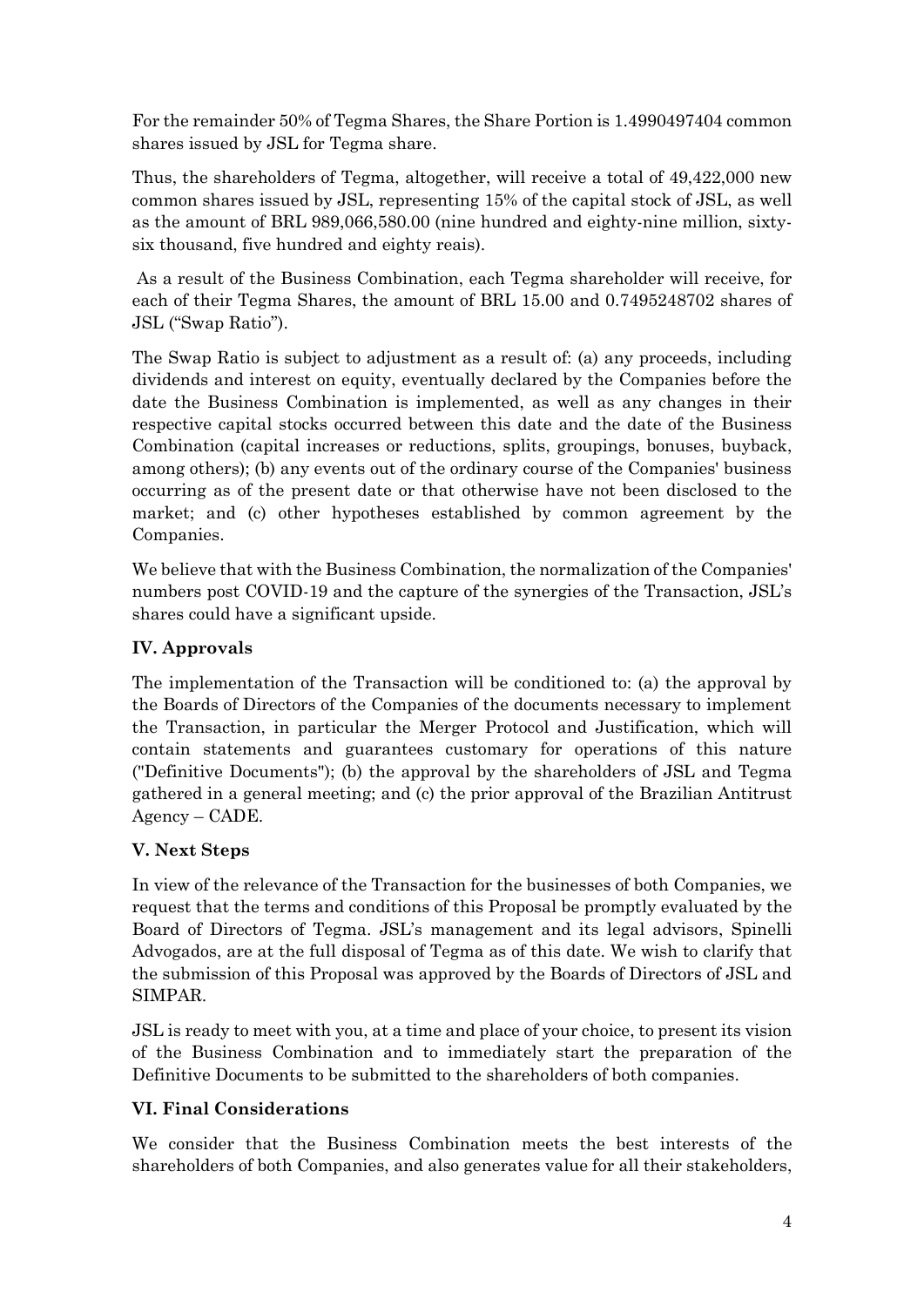For the remainder 50% of Tegma Shares, the Share Portion is 1.4990497404 common shares issued by JSL for Tegma share.

Thus, the shareholders of Tegma, altogether, will receive a total of 49,422,000 new common shares issued by JSL, representing 15% of the capital stock of JSL, as well as the amount of BRL 989,066,580.00 (nine hundred and eighty-nine million, sixty-six thousand, five hundred and eighty reais).

As a result of the Business Combination, each Tegma shareholder will receive, for each of their Tegma Shares, the amount of BRL 15.00 and 0.7495248702 shares of JSL ("Swap Ratio").

The Swap Ratio is subject to adjustment as a result of: (a) any proceeds, including dividends and interest on equity, eventually declared by the Companies before the date the Business Combination is implemented, as well as any changes in their respective capital stocks occurred between this date and the date of the Business Combination (capital increases or reductions, splits, groupings, bonuses, buyback, among others); (b) any events out of the ordinary course of the Companies' business occurring as of the present date or that otherwise have not been disclosed to the market; and (c) other hypotheses established by common agreement by the Companies.

We believe that with the Business Combination, the normalization of the Companies' numbers post COVID-19 and the capture of the synergies of the Transaction, JSL's shares could have a significant upside.

## IV. Approvals

The implementation of the Transaction will be conditioned to: (a) the approval by the Boards of Directors of the Companies of the documents necessary to implement the Transaction, in particular the Merger Protocol and Justification, which will contain statements and guarantees customary for operations of this nature ("Definitive Documents"); (b) the approval by the shareholders of JSL and Tegma gathered in a general meeting; and (c) the prior approval of the Brazilian Antitrust Agency – CADE.

## V. Next Steps

In view of the relevance of the Transaction for the businesses of both Companies, we request that the terms and conditions of this Proposal be promptly evaluated by the Board of Directors of Tegma. JSL's management and its legal advisors, Spinelli Advogados, are at the full disposal of Tegma as of this date. We wish to clarify that the submission of this Proposal was approved by the Boards of Directors of JSL and SIMPAR.

JSL is ready to meet with you, at a time and place of your choice, to present its vision of the Business Combination and to immediately start the preparation of the Definitive Documents to be submitted to the shareholders of both companies.

## VI. Final Considerations

We consider that the Business Combination meets the best interests of the shareholders of both Companies, and also generates value for all their stakeholders,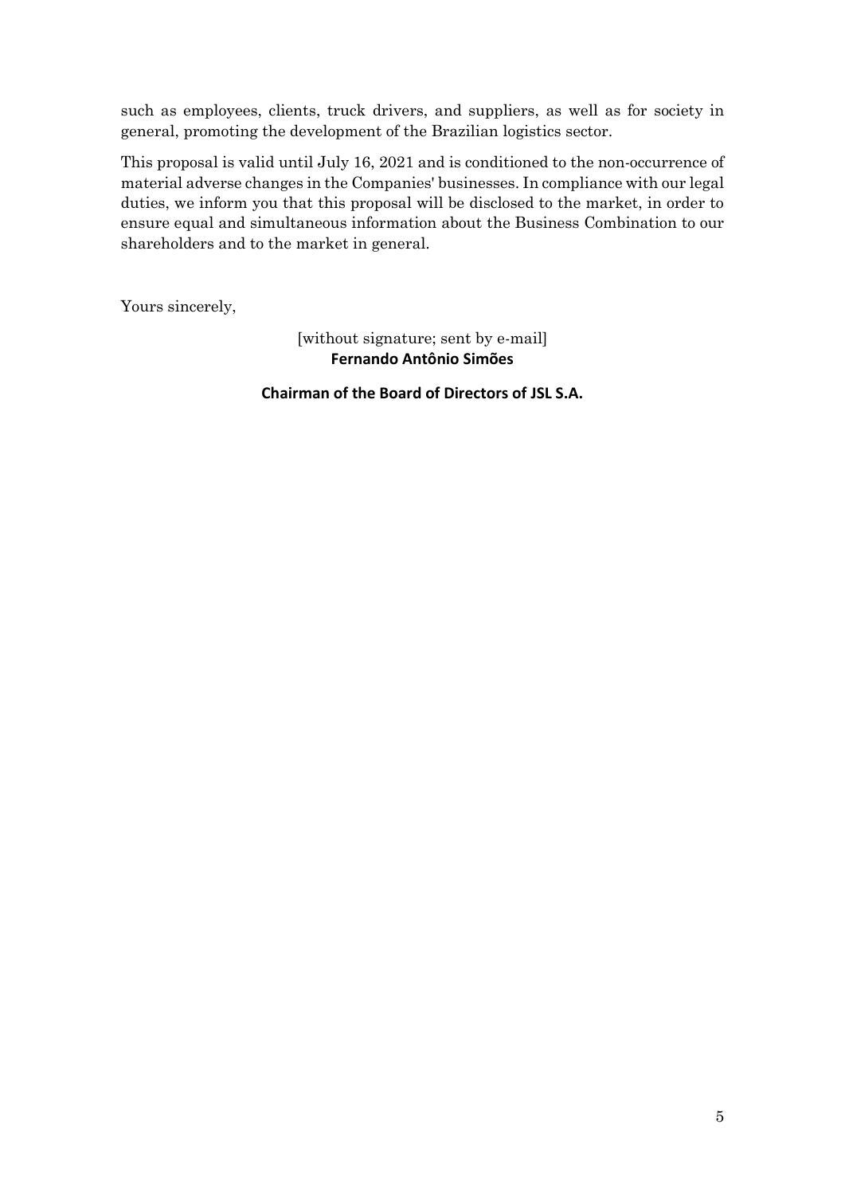such as employees, clients, truck drivers, and suppliers, as well as for society in general, promoting the development of the Brazilian logistics sector.

This proposal is valid until July 16, 2021 and is conditioned to the non-occurrence of material adverse changes in the Companies' businesses. In compliance with our legal duties, we inform you that this proposal will be disclosed to the market, in order to ensure equal and simultaneous information about the Business Combination to our shareholders and to the market in general.

Yours sincerely,

[without signature; sent by e-mail]
**Fernando Antônio Simões**

**Chairman of the Board of Directors of JSL S.A.**